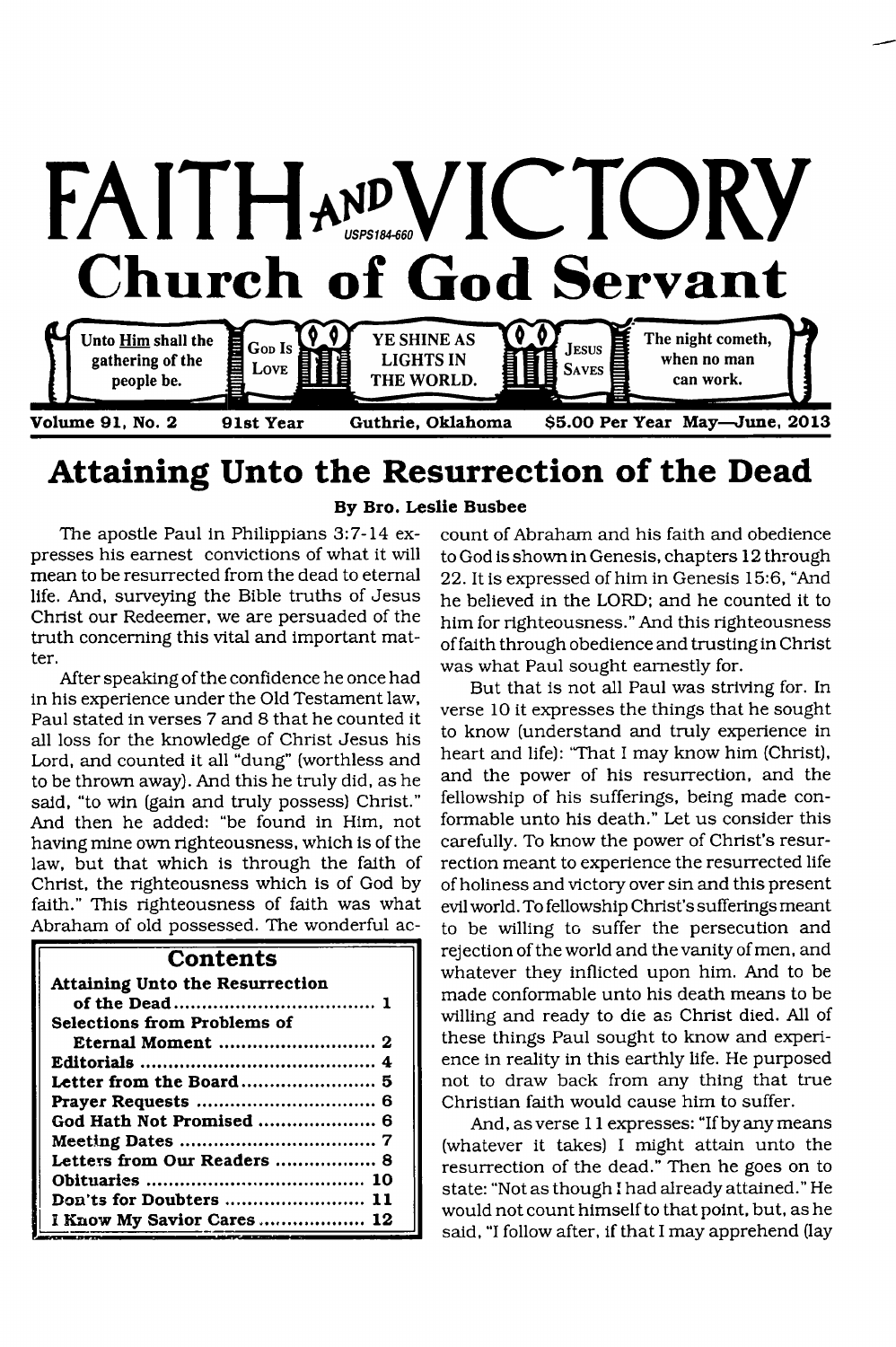# FAITH AND VICTORY

USPS184-660

## Church of God Servant

Unto Him shall the gathering of the people be. | GOD IS LOVE | YE SHINE AS LIGHTS IN THE WORLD. | JESUS SAVES | The night cometh, when no man can work.

**Volume 91, No. 2 — 91st Year — Guthrie, Oklahoma — $5.00 Per Year — May—June, 2013**

# Attaining Unto the Resurrection of the Dead

**By Bro. Leslie Busbee**

The apostle Paul in Philippians 3:7-14 expresses his earnest convictions of what it will mean to be resurrected from the dead to eternal life. And, surveying the Bible truths of Jesus Christ our Redeemer, we are persuaded of the truth concerning this vital and important matter.

After speaking of the confidence he once had in his experience under the Old Testament law, Paul stated in verses 7 and 8 that he counted it all loss for the knowledge of Christ Jesus his Lord, and counted it all "dung" (worthless and to be thrown away). And this he truly did, as he said, "to win (gain and truly possess) Christ." And then he added: "be found in Him, not having mine own righteousness, which is of the law, but that which is through the faith of Christ, the righteousness which is of God by faith." This righteousness of faith was what Abraham of old possessed. The wonderful account of Abraham and his faith and obedience to God is shown in Genesis, chapters 12 through 22. It is expressed of him in Genesis 15:6, "And he believed in the LORD; and he counted it to him for righteousness." And this righteousness of faith through obedience and trusting in Christ was what Paul sought earnestly for.

But that is not all Paul was striving for. In verse 10 it expresses the things that he sought to know (understand and truly experience in heart and life): "That I may know him (Christ), and the power of his resurrection, and the fellowship of his sufferings, being made conformable unto his death." Let us consider this carefully. To know the power of Christ's resurrection meant to experience the resurrected life of holiness and victory over sin and this present evil world. To fellowship Christ's sufferings meant to be willing to suffer the persecution and rejection of the world and the vanity of men, and whatever they inflicted upon him. And to be made conformable unto his death means to be willing and ready to die as Christ died. All of these things Paul sought to know and experience in reality in this earthly life. He purposed not to draw back from any thing that true Christian faith would cause him to suffer.

And, as verse 11 expresses: "If by any means (whatever it takes) I might attain unto the resurrection of the dead." Then he goes on to state: "Not as though I had already attained." He would not count himself to that point, but, as he said, "I follow after, if that I may apprehend (lay

| Contents | |
|---|---|
| Attaining Unto the Resurrection of the Dead | 1 |
| Selections from Problems of Eternal Moment | 2 |
| Editorials | 4 |
| Letter from the Board | 5 |
| Prayer Requests | 6 |
| God Hath Not Promised | 6 |
| Meeting Dates | 7 |
| Letters from Our Readers | 8 |
| Obituaries | 10 |
| Don'ts for Doubters | 11 |
| I Know My Savior Cares | 12 |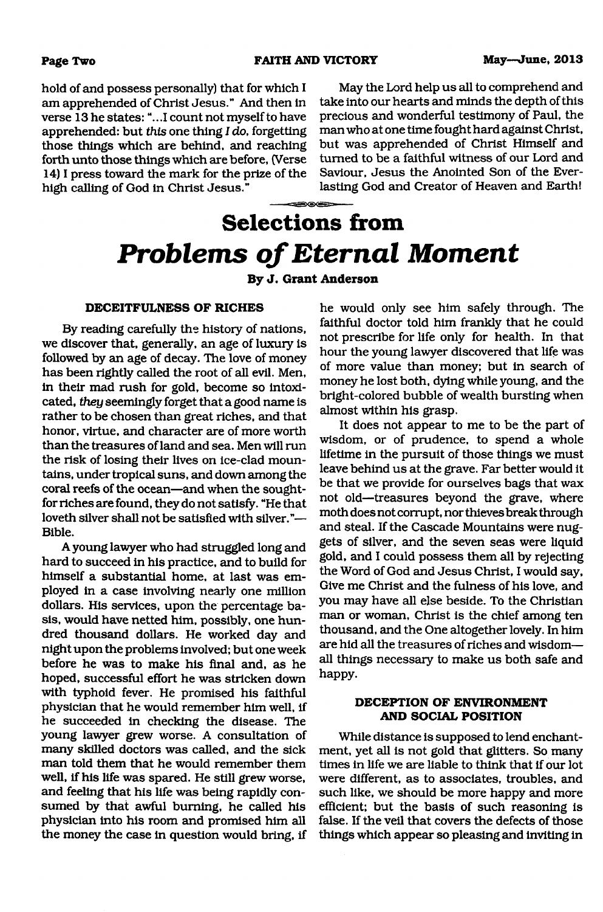hold of and possess personally) that for which I am apprehended of Christ Jesus." And then in verse 13 he states: "...I count not myself to have apprehended: but *this* one thing *I do*, forgetting those things which are behind, and reaching forth unto those things which are before, (Verse 14) I press toward the mark for the prize of the high calling of God in Christ Jesus."

May the Lord help us all to comprehend and take into our hearts and minds the depth of this precious and wonderful testimony of Paul, the man who at one time fought hard against Christ, but was apprehended of Christ Himself and turned to be a faithful witness of our Lord and Saviour, Jesus the Anointed Son of the Everlasting God and Creator of Heaven and Earth!

# Selections from *Problems of Eternal Moment*

**By J. Grant Anderson**

### DECEITFULNESS OF RICHES

By reading carefully the history of nations, we discover that, generally, an age of luxury is followed by an age of decay. The love of money has been rightly called the root of all evil. Men, in their mad rush for gold, become so intoxicated, *they* seemingly forget that a good name is rather to be chosen than great riches, and that honor, virtue, and character are of more worth than the treasures of land and sea. Men will run the risk of losing their lives on ice-clad mountains, under tropical suns, and down among the coral reefs of the ocean—and when the sought-for riches are found, they do not satisfy. "He that loveth silver shall not be satisfied with silver."—Bible.

A young lawyer who had struggled long and hard to succeed in his practice, and to build for himself a substantial home, at last was employed in a case involving nearly one million dollars. His services, upon the percentage basis, would have netted him, possibly, one hundred thousand dollars. He worked day and night upon the problems involved; but one week before he was to make his final and, as he hoped, successful effort he was stricken down with typhoid fever. He promised his faithful physician that he would remember him well, if he succeeded in checking the disease. The young lawyer grew worse. A consultation of many skilled doctors was called, and the sick man told them that he would remember them well, if his life was spared. He still grew worse, and feeling that his life was being rapidly consumed by that awful burning, he called his physician into his room and promised him all the money the case in question would bring, if he would only see him safely through. The faithful doctor told him frankly that he could not prescribe for life only for health. In that hour the young lawyer discovered that life was of more value than money; but in search of money he lost both, dying while young, and the bright-colored bubble of wealth bursting when almost within his grasp.

It does not appear to me to be the part of wisdom, or of prudence, to spend a whole lifetime in the pursuit of those things we must leave behind us at the grave. Far better would it be that we provide for ourselves bags that wax not old—treasures beyond the grave, where moth does not corrupt, nor thieves break through and steal. If the Cascade Mountains were nuggets of silver, and the seven seas were liquid gold, and I could possess them all by rejecting the Word of God and Jesus Christ, I would say, Give me Christ and the fulness of his love, and you may have all else beside. To the Christian man or woman, Christ is the chief among ten thousand, and the One altogether lovely. In him are hid all the treasures of riches and wisdom—all things necessary to make us both safe and happy.

### DECEPTION OF ENVIRONMENT AND SOCIAL POSITION

While distance is supposed to lend enchantment, yet all is not gold that glitters. So many times in life we are liable to think that if our lot were different, as to associates, troubles, and such like, we should be more happy and more efficient; but the basis of such reasoning is false. If the veil that covers the defects of those things which appear so pleasing and inviting in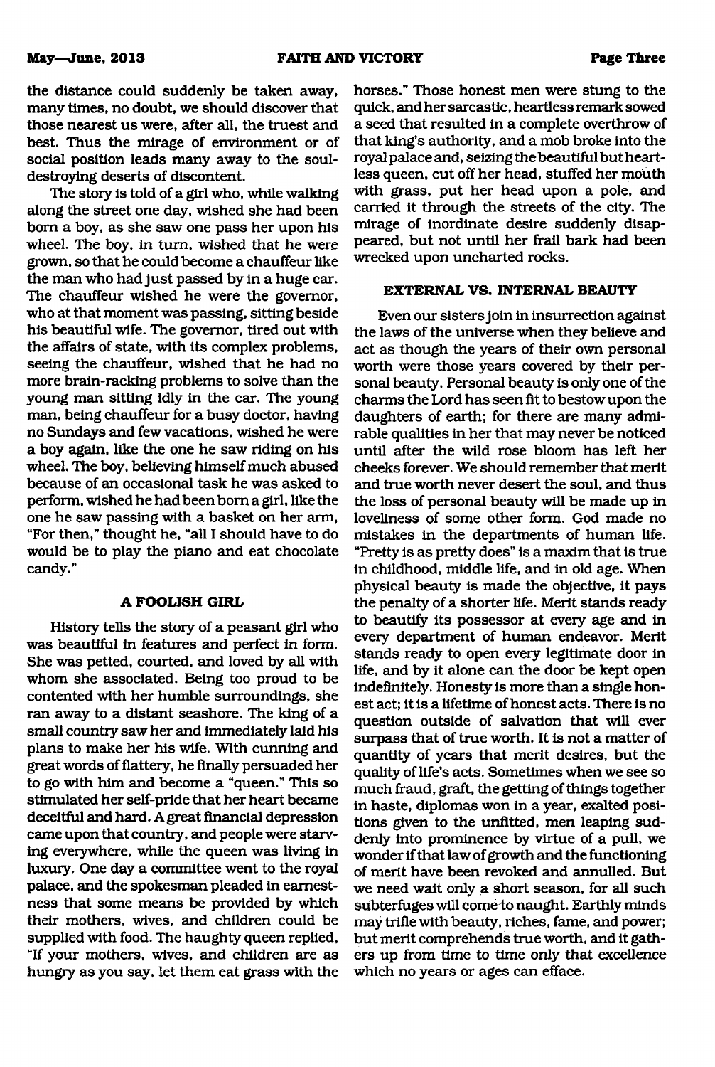the distance could suddenly be taken away, many times, no doubt, we should discover that those nearest us were, after all, the truest and best. Thus the mirage of environment or of social position leads many away to the soul-destroying deserts of discontent.

The story is told of a girl who, while walking along the street one day, wished she had been born a boy, as she saw one pass her upon his wheel. The boy, in turn, wished that he were grown, so that he could become a chauffeur like the man who had just passed by in a huge car. The chauffeur wished he were the governor, who at that moment was passing, sitting beside his beautiful wife. The governor, tired out with the affairs of state, with its complex problems, seeing the chauffeur, wished that he had no more brain-racking problems to solve than the young man sitting idly in the car. The young man, being chauffeur for a busy doctor, having no Sundays and few vacations, wished he were a boy again, like the one he saw riding on his wheel. The boy, believing himself much abused because of an occasional task he was asked to perform, wished he had been born a girl, like the one he saw passing with a basket on her arm, "For then," thought he, "all I should have to do would be to play the piano and eat chocolate candy."

#### A FOOLISH GIRL

History tells the story of a peasant girl who was beautiful in features and perfect in form. She was petted, courted, and loved by all with whom she associated. Being too proud to be contented with her humble surroundings, she ran away to a distant seashore. The king of a small country saw her and immediately laid his plans to make her his wife. With cunning and great words of flattery, he finally persuaded her to go with him and become a "queen." This so stimulated her self-pride that her heart became deceitful and hard. A great financial depression came upon that country, and people were starving everywhere, while the queen was living in luxury. One day a committee went to the royal palace, and the spokesman pleaded in earnestness that some means be provided by which their mothers, wives, and children could be supplied with food. The haughty queen replied, "If your mothers, wives, and children are as hungry as you say, let them eat grass with the horses." Those honest men were stung to the quick, and her sarcastic, heartless remark sowed a seed that resulted in a complete overthrow of that king's authority, and a mob broke into the royal palace and, seizing the beautiful but heartless queen, cut off her head, stuffed her mouth with grass, put her head upon a pole, and carried it through the streets of the city. The mirage of inordinate desire suddenly disappeared, but not until her frail bark had been wrecked upon uncharted rocks.

#### EXTERNAL VS. INTERNAL BEAUTY

Even our sisters join in insurrection against the laws of the universe when they believe and act as though the years of their own personal worth were those years covered by their personal beauty. Personal beauty is only one of the charms the Lord has seen fit to bestow upon the daughters of earth; for there are many admirable qualities in her that may never be noticed until after the wild rose bloom has left her cheeks forever. We should remember that merit and true worth never desert the soul, and thus the loss of personal beauty will be made up in loveliness of some other form. God made no mistakes in the departments of human life. "Pretty is as pretty does" is a maxim that is true in childhood, middle life, and in old age. When physical beauty is made the objective, it pays the penalty of a shorter life. Merit stands ready to beautify its possessor at every age and in every department of human endeavor. Merit stands ready to open every legitimate door in life, and by it alone can the door be kept open indefinitely. Honesty is more than a single honest act; it is a lifetime of honest acts. There is no question outside of salvation that will ever surpass that of true worth. It is not a matter of quantity of years that merit desires, but the quality of life's acts. Sometimes when we see so much fraud, graft, the getting of things together in haste, diplomas won in a year, exalted positions given to the unfitted, men leaping suddenly into prominence by virtue of a pull, we wonder if that law of growth and the functioning of merit have been revoked and annulled. But we need wait only a short season, for all such subterfuges will come to naught. Earthly minds may trifle with beauty, riches, fame, and power; but merit comprehends true worth, and it gathers up from time to time only that excellence which no years or ages can efface.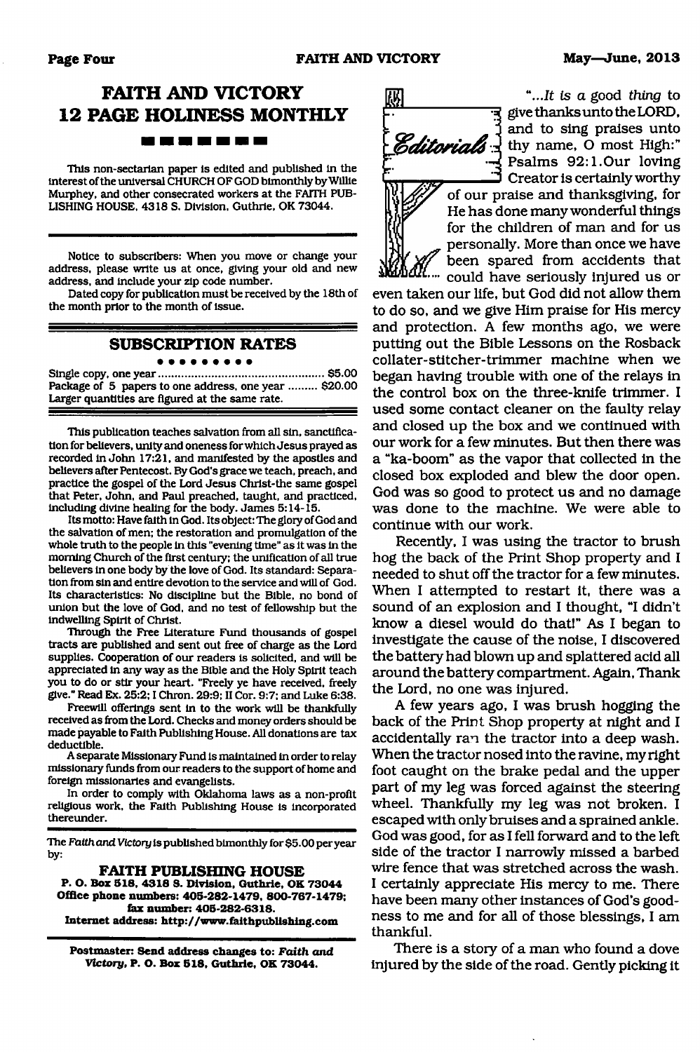# FAITH AND VICTORY 12 PAGE HOLINESS MONTHLY

This non-sectarian paper is edited and published in the interest of the universal CHURCH OF GOD bimonthly by Willie Murphey, and other consecrated workers at the FAITH PUBLISHING HOUSE, 4318 S. Division, Guthrie, OK 73044.

Notice to subscribers: When you move or change your address, please write us at once, giving your old and new address, and include your zip code number.

Dated copy for publication must be received by the 18th of the month prior to the month of issue.

## SUBSCRIPTION RATES

Single copy, one year .................................................. $5.00
Package of 5 papers to one address, one year ......... $20.00
Larger quantities are figured at the same rate.

This publication teaches salvation from all sin, sanctification for believers, unity and oneness for which Jesus prayed as recorded in John 17:21, and manifested by the apostles and believers after Pentecost. By God's grace we teach, preach, and practice the gospel of the Lord Jesus Christ-the same gospel that Peter, John, and Paul preached, taught, and practiced, including divine healing for the body. James 5:14-15.

Its motto: Have faith in God. Its object: The glory of God and the salvation of men; the restoration and promulgation of the whole truth to the people in this "evening time" as it was in the morning Church of the first century; the unification of all true believers in one body by the love of God. Its standard: Separation from sin and entire devotion to the service and will of God. Its characteristics: No discipline but the Bible, no bond of union but the love of God, and no test of fellowship but the indwelling Spirit of Christ.

Through the Free Literature Fund thousands of gospel tracts are published and sent out free of charge as the Lord supplies. Cooperation of our readers is solicited, and will be appreciated in any way as the Bible and the Holy Spirit teach you to do or stir your heart. "Freely ye have received, freely give." Read Ex. 25:2; I Chron. 29:9; II Cor. 9:7; and Luke 6:38.

Freewill offerings sent in to the work will be thankfully received as from the Lord. Checks and money orders should be made payable to Faith Publishing House. All donations are tax deductible.

A separate Missionary Fund is maintained in order to relay missionary funds from our readers to the support of home and foreign missionaries and evangelists.

In order to comply with Oklahoma laws as a non-profit religious work, the Faith Publishing House is incorporated thereunder.

The *Faith and Victory* is published bimonthly for $5.00 per year by:

**FAITH PUBLISHING HOUSE**
**P. O. Box 518, 4318 S. Division, Guthrie, OK 73044**
**Office phone numbers: 405-282-1479, 800-767-1479; fax number: 405-282-6318.**
**Internet address: http://www.faithpublishing.com**

**Postmaster: Send address changes to: *Faith and Victory*, P. O. Box 518, Guthrie, OK 73044.**

## Editorials

"*...It is a good thing to give thanks unto the LORD, and to sing praises unto thy name, O most High:*" Psalms 92:1.Our loving Creator is certainly worthy of our praise and thanksgiving, for He has done many wonderful things for the children of man and for us personally. More than once we have been spared from accidents that could have seriously injured us or even taken our life, but God did not allow them to do so, and we give Him praise for His mercy and protection. A few months ago, we were putting out the Bible Lessons on the Rosback collater-stitcher-trimmer machine when we began having trouble with one of the relays in the control box on the three-knife trimmer. I used some contact cleaner on the faulty relay and closed up the box and we continued with our work for a few minutes. But then there was a "ka-boom" as the vapor that collected in the closed box exploded and blew the door open. God was so good to protect us and no damage was done to the machine. We were able to continue with our work.

Recently, I was using the tractor to brush hog the back of the Print Shop property and I needed to shut off the tractor for a few minutes. When I attempted to restart it, there was a sound of an explosion and I thought, "I didn't know a diesel would do that!" As I began to investigate the cause of the noise, I discovered the battery had blown up and splattered acid all around the battery compartment. Again, Thank the Lord, no one was injured.

A few years ago, I was brush hogging the back of the Print Shop property at night and I accidentally ran the tractor into a deep wash. When the tractor nosed into the ravine, my right foot caught on the brake pedal and the upper part of my leg was forced against the steering wheel. Thankfully my leg was not broken. I escaped with only bruises and a sprained ankle. God was good, for as I fell forward and to the left side of the tractor I narrowly missed a barbed wire fence that was stretched across the wash. I certainly appreciate His mercy to me. There have been many other instances of God's goodness to me and for all of those blessings, I am thankful.

There is a story of a man who found a dove injured by the side of the road. Gently picking it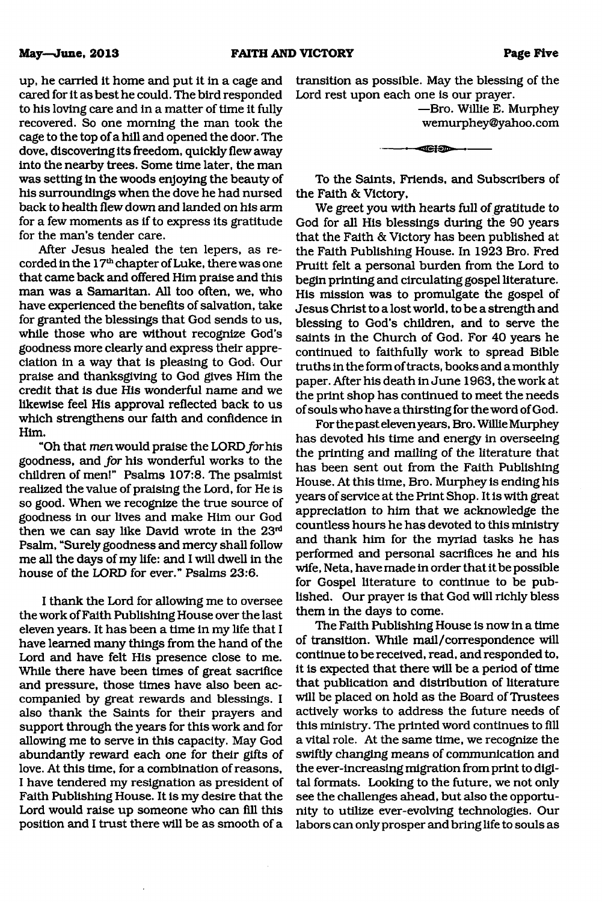up, he carried it home and put it in a cage and cared for it as best he could. The bird responded to his loving care and in a matter of time it fully recovered. So one morning the man took the cage to the top of a hill and opened the door. The dove, discovering its freedom, quickly flew away into the nearby trees. Some time later, the man was setting in the woods enjoying the beauty of his surroundings when the dove he had nursed back to health flew down and landed on his arm for a few moments as if to express its gratitude for the man's tender care.

After Jesus healed the ten lepers, as recorded in the 17th chapter of Luke, there was one that came back and offered Him praise and this man was a Samaritan. All too often, we, who have experienced the benefits of salvation, take for granted the blessings that God sends to us, while those who are without recognize God's goodness more clearly and express their appreciation in a way that is pleasing to God. Our praise and thanksgiving to God gives Him the credit that is due His wonderful name and we likewise feel His approval reflected back to us which strengthens our faith and confidence in Him.

"Oh that *men* would praise the LORD *for* his goodness, and *for* his wonderful works to the children of men!" Psalms 107:8. The psalmist realized the value of praising the Lord, for He is so good. When we recognize the true source of goodness in our lives and make Him our God then we can say like David wrote in the 23rd Psalm, "Surely goodness and mercy shall follow me all the days of my life: and I will dwell in the house of the LORD for ever." Psalms 23:6.

I thank the Lord for allowing me to oversee the work of Faith Publishing House over the last eleven years. It has been a time in my life that I have learned many things from the hand of the Lord and have felt His presence close to me. While there have been times of great sacrifice and pressure, those times have also been accompanied by great rewards and blessings. I also thank the Saints for their prayers and support through the years for this work and for allowing me to serve in this capacity. May God abundantly reward each one for their gifts of love. At this time, for a combination of reasons, I have tendered my resignation as president of Faith Publishing House. It is my desire that the Lord would raise up someone who can fill this position and I trust there will be as smooth of a transition as possible. May the blessing of the Lord rest upon each one is our prayer.

—Bro. Willie E. Murphey
wemurphey@yahoo.com

To the Saints, Friends, and Subscribers of the Faith & Victory,

We greet you with hearts full of gratitude to God for all His blessings during the 90 years that the Faith & Victory has been published at the Faith Publishing House. In 1923 Bro. Fred Pruitt felt a personal burden from the Lord to begin printing and circulating gospel literature. His mission was to promulgate the gospel of Jesus Christ to a lost world, to be a strength and blessing to God's children, and to serve the saints in the Church of God. For 40 years he continued to faithfully work to spread Bible truths in the form of tracts, books and a monthly paper. After his death in June 1963, the work at the print shop has continued to meet the needs of souls who have a thirsting for the word of God.

For the past eleven years, Bro. Willie Murphey has devoted his time and energy in overseeing the printing and mailing of the literature that has been sent out from the Faith Publishing House. At this time, Bro. Murphey is ending his years of service at the Print Shop. It is with great appreciation to him that we acknowledge the countless hours he has devoted to this ministry and thank him for the myriad tasks he has performed and personal sacrifices he and his wife, Neta, have made in order that it be possible for Gospel literature to continue to be published. Our prayer is that God will richly bless them in the days to come.

The Faith Publishing House is now in a time of transition. While mail/correspondence will continue to be received, read, and responded to, it is expected that there will be a period of time that publication and distribution of literature will be placed on hold as the Board of Trustees actively works to address the future needs of this ministry. The printed word continues to fill a vital role. At the same time, we recognize the swiftly changing means of communication and the ever-increasing migration from print to digital formats. Looking to the future, we not only see the challenges ahead, but also the opportunity to utilize ever-evolving technologies. Our labors can only prosper and bring life to souls as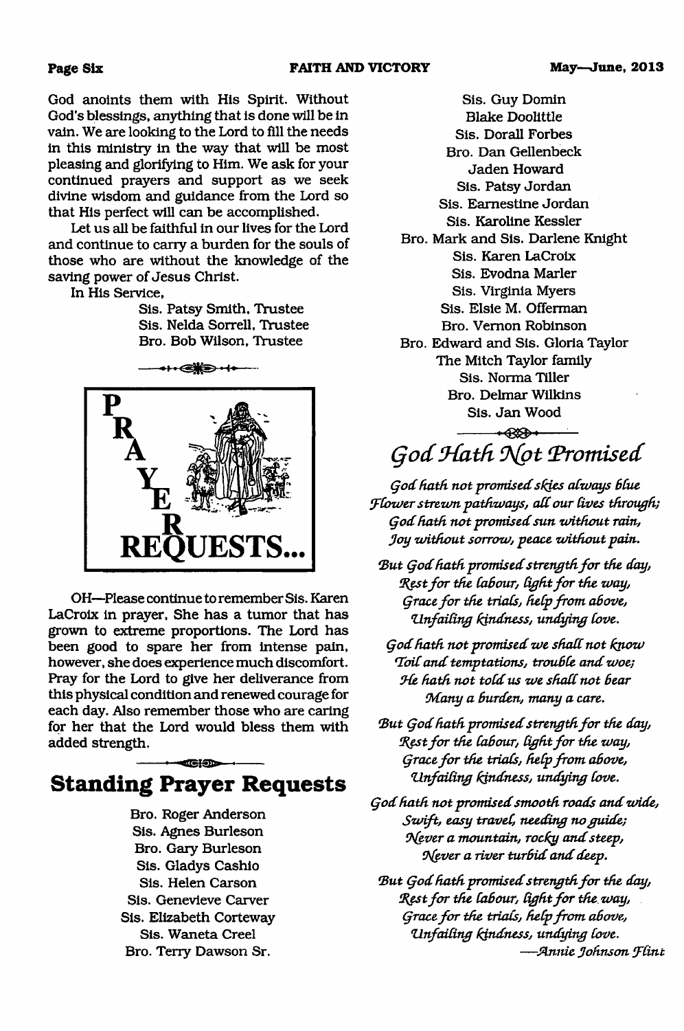God anoints them with His Spirit. Without God's blessings, anything that is done will be in vain. We are looking to the Lord to fill the needs in this ministry in the way that will be most pleasing and glorifying to Him. We ask for your continued prayers and support as we seek divine wisdom and guidance from the Lord so that His perfect will can be accomplished.

Let us all be faithful in our lives for the Lord and continue to carry a burden for the souls of those who are without the knowledge of the saving power of Jesus Christ.

In His Service,

Sis. Patsy Smith, Trustee
Sis. Nelda Sorrell, Trustee
Bro. Bob Wilson, Trustee

## PRAYER REQUESTS...

OH—Please continue to remember Sis. Karen LaCroix in prayer. She has a tumor that has grown to extreme proportions. The Lord has been good to spare her from intense pain, however, she does experience much discomfort. Pray for the Lord to give her deliverance from this physical condition and renewed courage for each day. Also remember those who are caring for her that the Lord would bless them with added strength.

## Standing Prayer Requests

Bro. Roger Anderson
Sis. Agnes Burleson
Bro. Gary Burleson
Sis. Gladys Cashio
Sis. Helen Carson
Sis. Genevieve Carver
Sis. Elizabeth Corteway
Sis. Waneta Creel
Bro. Terry Dawson Sr.
Sis. Guy Domin
Blake Doolittle
Sis. Dorall Forbes
Bro. Dan Gellenbeck
Jaden Howard
Sis. Patsy Jordan
Sis. Earnestine Jordan
Sis. Karoline Kessler
Bro. Mark and Sis. Darlene Knight
Sis. Karen LaCroix
Sis. Evodna Marler
Sis. Virginia Myers
Sis. Elsie M. Offerman
Bro. Vernon Robinson
Bro. Edward and Sis. Gloria Taylor
The Mitch Taylor family
Sis. Norma Tiller
Bro. Delmar Wilkins
Sis. Jan Wood

## *God Hath Not Promised*

*God hath not promised skies always blue*
*Flower strewn pathways, all our lives through;*
*God hath not promised sun without rain,*
*Joy without sorrow, peace without pain.*

*But God hath promised strength for the day,*
*Rest for the labour, light for the way,*
*Grace for the trials, help from above,*
*Unfailing kindness, undying love.*

*God hath not promised we shall not know*
*Toil and temptations, trouble and woe;*
*He hath not told us we shall not bear*
*Many a burden, many a care.*

*But God hath promised strength for the day,*
*Rest for the labour, light for the way,*
*Grace for the trials, help from above,*
*Unfailing kindness, undying love.*

*God hath not promised smooth roads and wide,*
*Swift, easy travel, needing no guide;*
*Never a mountain, rocky and steep,*
*Never a river turbid and deep.*

*But God hath promised strength for the day,*
*Rest for the labour, light for the way,*
*Grace for the trials, help from above,*
*Unfailing kindness, undying love.*

—*Annie Johnson Flint*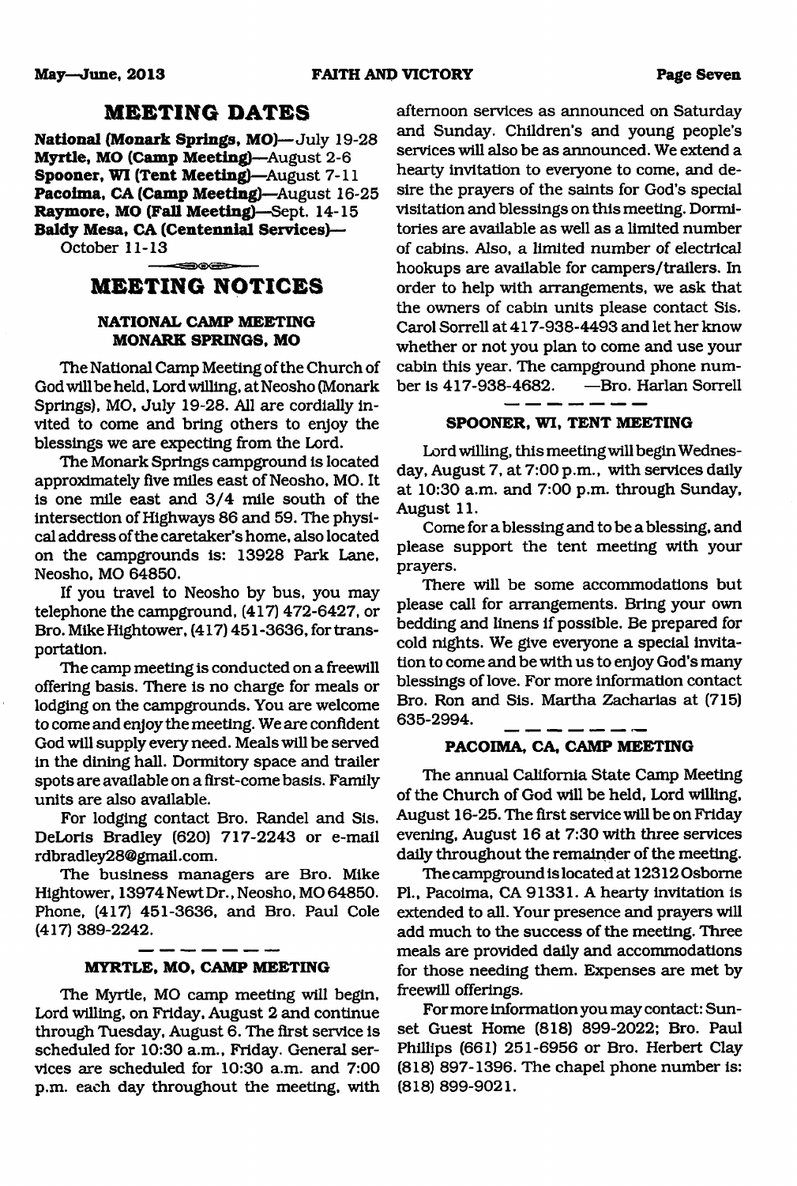## MEETING DATES

**National (Monark Springs, MO)**—July 19-28
**Myrtle, MO (Camp Meeting)**—August 2-6
**Spooner, WI (Tent Meeting)**—August 7-11
**Pacoima, CA (Camp Meeting)**—August 16-25
**Raymore, MO (Fall Meeting)**—Sept. 14-15
**Baldy Mesa, CA (Centennial Services)**—
October 11-13

## MEETING NOTICES

### NATIONAL CAMP MEETING MONARK SPRINGS, MO

The National Camp Meeting of the Church of God will be held, Lord willing, at Neosho (Monark Springs), MO, July 19-28. All are cordially invited to come and bring others to enjoy the blessings we are expecting from the Lord.

The Monark Springs campground is located approximately five miles east of Neosho, MO. It is one mile east and 3/4 mile south of the intersection of Highways 86 and 59. The physical address of the caretaker's home, also located on the campgrounds is: 13928 Park Lane, Neosho, MO 64850.

If you travel to Neosho by bus, you may telephone the campground, (417) 472-6427, or Bro. Mike Hightower, (417) 451-3636, for transportation.

The camp meeting is conducted on a freewill offering basis. There is no charge for meals or lodging on the campgrounds. You are welcome to come and enjoy the meeting. We are confident God will supply every need. Meals will be served in the dining hall. Dormitory space and trailer spots are available on a first-come basis. Family units are also available.

For lodging contact Bro. Randel and Sis. DeLoris Bradley (620) 717-2243 or e-mail rdbradley28@gmail.com.

The business managers are Bro. Mike Hightower, 13974 Newt Dr., Neosho, MO 64850. Phone, (417) 451-3636, and Bro. Paul Cole (417) 389-2242.

### MYRTLE, MO, CAMP MEETING

The Myrtle, MO camp meeting will begin, Lord willing, on Friday, August 2 and continue through Tuesday, August 6. The first service is scheduled for 10:30 a.m., Friday. General services are scheduled for 10:30 a.m. and 7:00 p.m. each day throughout the meeting, with afternoon services as announced on Saturday and Sunday. Children's and young people's services will also be as announced. We extend a hearty invitation to everyone to come, and desire the prayers of the saints for God's special visitation and blessings on this meeting. Dormitories are available as well as a limited number of cabins. Also, a limited number of electrical hookups are available for campers/trailers. In order to help with arrangements, we ask that the owners of cabin units please contact Sis. Carol Sorrell at 417-938-4493 and let her know whether or not you plan to come and use your cabin this year. The campground phone number is 417-938-4682. —Bro. Harlan Sorrell

### SPOONER, WI, TENT MEETING

Lord willing, this meeting will begin Wednesday, August 7, at 7:00 p.m., with services daily at 10:30 a.m. and 7:00 p.m. through Sunday, August 11.

Come for a blessing and to be a blessing, and please support the tent meeting with your prayers.

There will be some accommodations but please call for arrangements. Bring your own bedding and linens if possible. Be prepared for cold nights. We give everyone a special invitation to come and be with us to enjoy God's many blessings of love. For more information contact Bro. Ron and Sis. Martha Zacharias at (715) 635-2994.

### PACOIMA, CA, CAMP MEETING

The annual California State Camp Meeting of the Church of God will be held, Lord willing, August 16-25. The first service will be on Friday evening, August 16 at 7:30 with three services daily throughout the remainder of the meeting.

The campground is located at 12312 Osborne Pl., Pacoima, CA 91331. A hearty invitation is extended to all. Your presence and prayers will add much to the success of the meeting. Three meals are provided daily and accommodations for those needing them. Expenses are met by freewill offerings.

For more information you may contact: Sunset Guest Home (818) 899-2022; Bro. Paul Phillips (661) 251-6956 or Bro. Herbert Clay (818) 897-1396. The chapel phone number is: (818) 899-9021.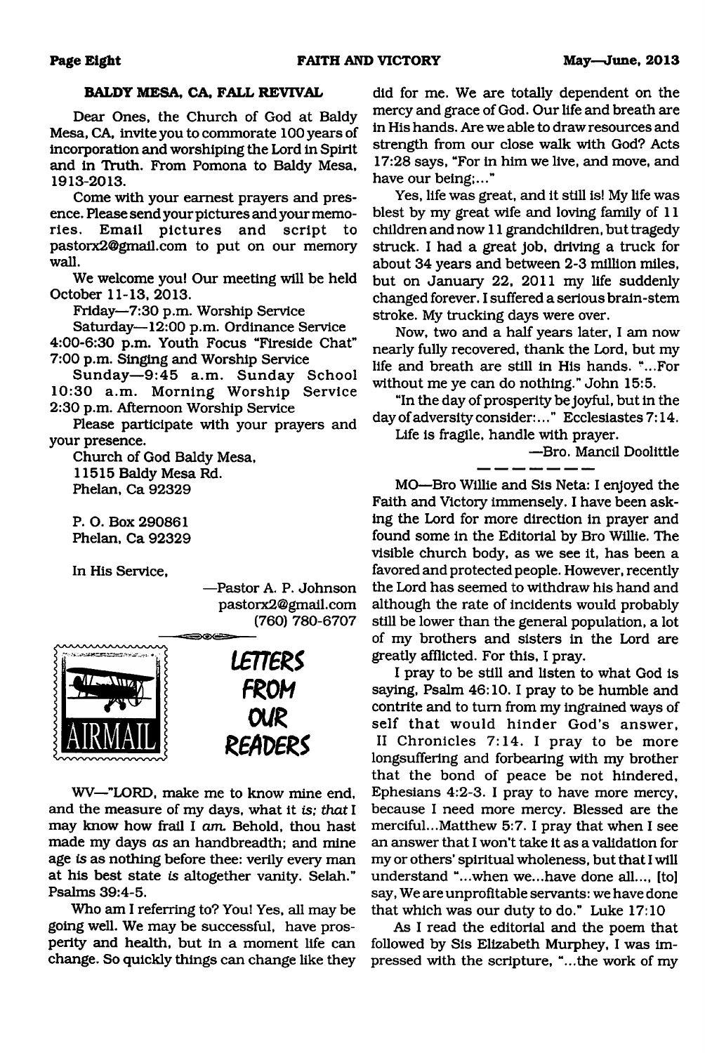## BALDY MESA, CA, FALL REVIVAL

Dear Ones, the Church of God at Baldy Mesa, CA, invite you to commorate 100 years of incorporation and worshiping the Lord in Spirit and in Truth. From Pomona to Baldy Mesa, 1913-2013.

Come with your earnest prayers and presence. Please send your pictures and your memories. Email pictures and script to pastorx2@gmail.com to put on our memory wall.

We welcome you! Our meeting will be held October 11-13, 2013.

Friday—7:30 p.m. Worship Service

Saturday—12:00 p.m. Ordinance Service

4:00-6:30 p.m. Youth Focus "Fireside Chat"

7:00 p.m. Singing and Worship Service

Sunday—9:45 a.m. Sunday School

10:30 a.m. Morning Worship Service

2:30 p.m. Afternoon Worship Service

Please participate with your prayers and your presence.

Church of God Baldy Mesa,
11515 Baldy Mesa Rd.
Phelan, Ca 92329

P. O. Box 290861
Phelan, Ca 92329

In His Service,

—Pastor A. P. Johnson
pastorx2@gmail.com
(760) 780-6707

## LETTERS FROM OUR READERS

WV—"LORD, make me to know mine end, and the measure of my days, what it *is; that* I may know how frail I *am*. Behold, thou hast made my days *as* an handbreadth; and mine age *is* as nothing before thee: verily every man at his best state *is* altogether vanity. Selah." Psalms 39:4-5.

Who am I referring to? You! Yes, all may be going well. We may be successful, have prosperity and health, but in a moment life can change. So quickly things can change like they did for me. We are totally dependent on the mercy and grace of God. Our life and breath are in His hands. Are we able to draw resources and strength from our close walk with God? Acts 17:28 says, "For in him we live, and move, and have our being;..."

Yes, life was great, and it still is! My life was blest by my great wife and loving family of 11 children and now 11 grandchildren, but tragedy struck. I had a great job, driving a truck for about 34 years and between 2-3 million miles, but on January 22, 2011 my life suddenly changed forever. I suffered a serious brain-stem stroke. My trucking days were over.

Now, two and a half years later, I am now nearly fully recovered, thank the Lord, but my life and breath are still in His hands. "...For without me ye can do nothing." John 15:5.

"In the day of prosperity be joyful, but in the day of adversity consider:..." Ecclesiastes 7:14.

Life is fragile, handle with prayer.

—Bro. Mancil Doolittle

MO—Bro Willie and Sis Neta: I enjoyed the Faith and Victory immensely. I have been asking the Lord for more direction in prayer and found some in the Editorial by Bro Willie. The visible church body, as we see it, has been a favored and protected people. However, recently the Lord has seemed to withdraw his hand and although the rate of incidents would probably still be lower than the general population, a lot of my brothers and sisters in the Lord are greatly afflicted. For this, I pray.

I pray to be still and listen to what God is saying, Psalm 46:10. I pray to be humble and contrite and to turn from my ingrained ways of self that would hinder God's answer, II Chronicles 7:14. I pray to be more longsuffering and forbearing with my brother that the bond of peace be not hindered, Ephesians 4:2-3. I pray to have more mercy, because I need more mercy. Blessed are the merciful...Matthew 5:7. I pray that when I see an answer that I won't take it as a validation for my or others' spiritual wholeness, but that I will understand "...when we...have done all..., [to] say, We are unprofitable servants: we have done that which was our duty to do." Luke 17:10

As I read the editorial and the poem that followed by Sis Elizabeth Murphey, I was impressed with the scripture, "...the work of my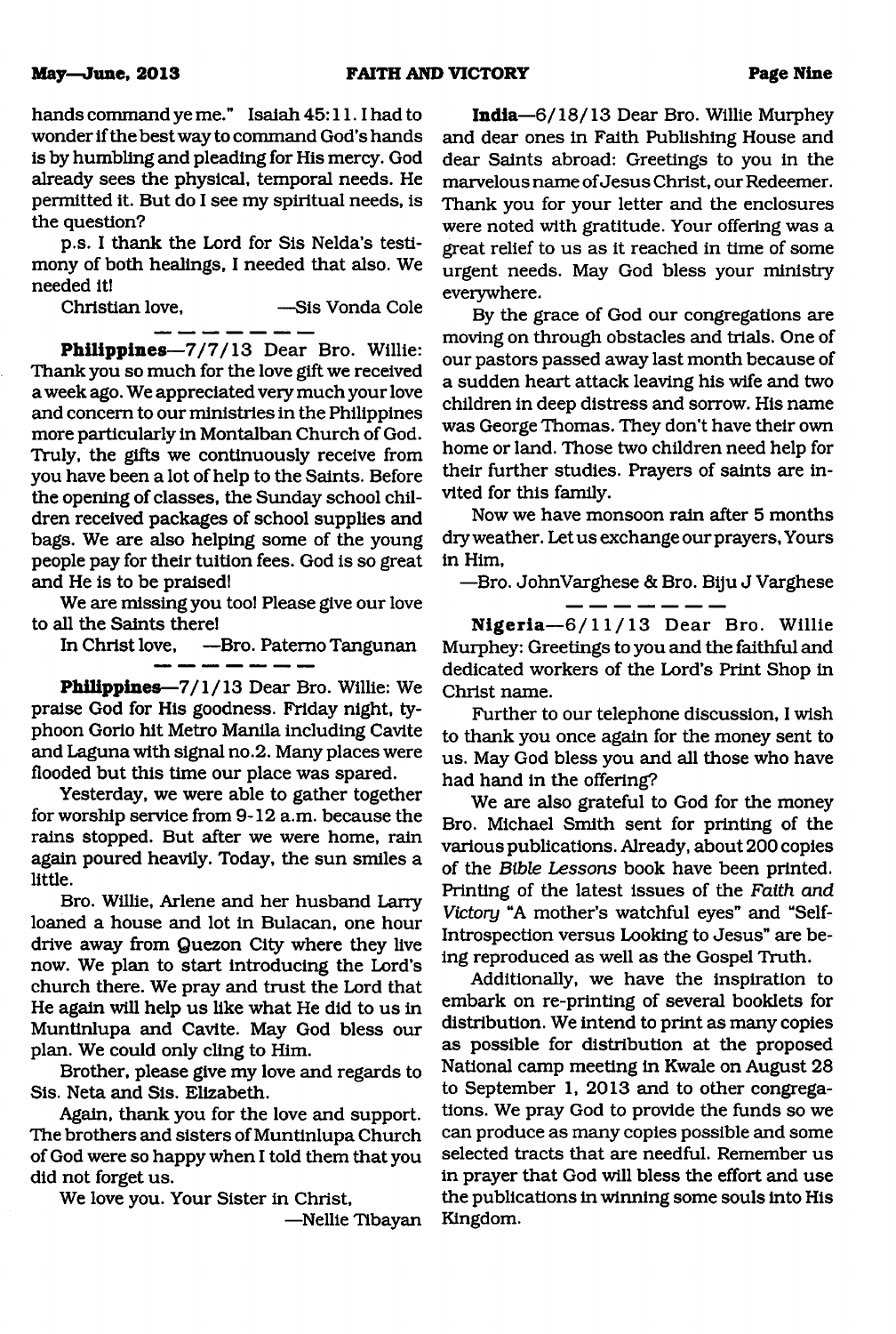hands command ye me." Isaiah 45:11. I had to wonder if the best way to command God's hands is by humbling and pleading for His mercy. God already sees the physical, temporal needs. He permitted it. But do I see my spiritual needs, is the question?

p.s. I thank the Lord for Sis Nelda's testimony of both healings, I needed that also. We needed it!

Christian love, —Sis Vonda Cole

---

**Philippines**—7/7/13 Dear Bro. Willie: Thank you so much for the love gift we received a week ago. We appreciated very much your love and concern to our ministries in the Philippines more particularly in Montalban Church of God. Truly, the gifts we continuously receive from you have been a lot of help to the Saints. Before the opening of classes, the Sunday school children received packages of school supplies and bags. We are also helping some of the young people pay for their tuition fees. God is so great and He is to be praised!

We are missing you too! Please give our love to all the Saints there!

In Christ love, —Bro. Paterno Tangunan

---

**Philippines**—7/1/13 Dear Bro. Willie: We praise God for His goodness. Friday night, typhoon Gorio hit Metro Manila including Cavite and Laguna with signal no.2. Many places were flooded but this time our place was spared.

Yesterday, we were able to gather together for worship service from 9-12 a.m. because the rains stopped. But after we were home, rain again poured heavily. Today, the sun smiles a little.

Bro. Willie, Arlene and her husband Larry loaned a house and lot in Bulacan, one hour drive away from Quezon City where they live now. We plan to start introducing the Lord's church there. We pray and trust the Lord that He again will help us like what He did to us in Muntinlupa and Cavite. May God bless our plan. We could only cling to Him.

Brother, please give my love and regards to Sis. Neta and Sis. Elizabeth.

Again, thank you for the love and support. The brothers and sisters of Muntinlupa Church of God were so happy when I told them that you did not forget us.

We love you. Your Sister in Christ,

—Nellie Tibayan

**India**—6/18/13 Dear Bro. Willie Murphey and dear ones in Faith Publishing House and dear Saints abroad: Greetings to you in the marvelous name of Jesus Christ, our Redeemer. Thank you for your letter and the enclosures were noted with gratitude. Your offering was a great relief to us as it reached in time of some urgent needs. May God bless your ministry everywhere.

By the grace of God our congregations are moving on through obstacles and trials. One of our pastors passed away last month because of a sudden heart attack leaving his wife and two children in deep distress and sorrow. His name was George Thomas. They don't have their own home or land. Those two children need help for their further studies. Prayers of saints are invited for this family.

Now we have monsoon rain after 5 months dry weather. Let us exchange our prayers, Yours in Him,

—Bro. JohnVarghese & Bro. Biju J Varghese

---

**Nigeria**—6/11/13 Dear Bro. Willie Murphey: Greetings to you and the faithful and dedicated workers of the Lord's Print Shop in Christ name.

Further to our telephone discussion, I wish to thank you once again for the money sent to us. May God bless you and all those who have had hand in the offering?

We are also grateful to God for the money Bro. Michael Smith sent for printing of the various publications. Already, about 200 copies of the *Bible Lessons* book have been printed. Printing of the latest issues of the *Faith and Victory* "A mother's watchful eyes" and "Self-Introspection versus Looking to Jesus" are being reproduced as well as the Gospel Truth.

Additionally, we have the inspiration to embark on re-printing of several booklets for distribution. We intend to print as many copies as possible for distribution at the proposed National camp meeting in Kwale on August 28 to September 1, 2013 and to other congregations. We pray God to provide the funds so we can produce as many copies possible and some selected tracts that are needful. Remember us in prayer that God will bless the effort and use the publications in winning some souls into His Kingdom.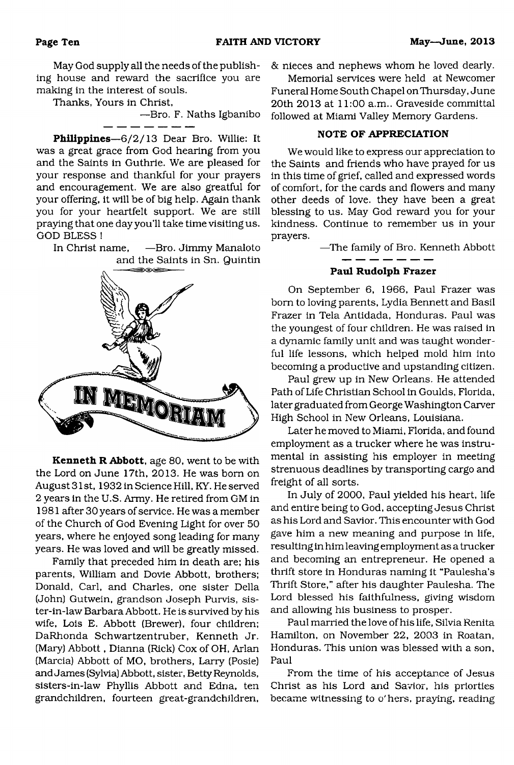May God supply all the needs of the publishing house and reward the sacrifice you are making in the interest of souls.

Thanks, Yours in Christ,

—Bro. F. Naths Igbanibo

---

**Philippines**—6/2/13 Dear Bro. Willie: It was a great grace from God hearing from you and the Saints in Guthrie. We are pleased for your response and thankful for your prayers and encouragement. We are also greatful for your offering, it will be of big help. Again thank you for your heartfelt support. We are still praying that one day you'll take time visiting us. GOD BLESS !

In Christ name, —Bro. Jimmy Manaloto and the Saints in Sn. Quintin

## IN MEMORIAM

**Kenneth R Abbott**, age 80, went to be with the Lord on June 17th, 2013. He was born on August 31st, 1932 in Science Hill, KY. He served 2 years in the U.S. Army. He retired from GM in 1981 after 30 years of service. He was a member of the Church of God Evening Light for over 50 years, where he enjoyed song leading for many years. He was loved and will be greatly missed.

Family that preceded him in death are; his parents, William and Dovie Abbott, brothers; Donald, Carl, and Charles, one sister Della (John) Gutwein, grandson Joseph Purvis, sister-in-law Barbara Abbott. He is survived by his wife, Lois E. Abbott (Brewer), four children; DaRhonda Schwartzentruber, Kenneth Jr. (Mary) Abbott , Dianna (Rick) Cox of OH, Arlan (Marcia) Abbott of MO, brothers, Larry (Posie) and James (Sylvia) Abbott, sister, Betty Reynolds, sisters-in-law Phyllis Abbott and Edna, ten grandchildren, fourteen great-grandchildren, & nieces and nephews whom he loved dearly.

Memorial services were held at Newcomer Funeral Home South Chapel on Thursday, June 20th 2013 at 11:00 a.m.. Graveside committal followed at Miami Valley Memory Gardens.

### NOTE OF APPRECIATION

We would like to express our appreciation to the Saints and friends who have prayed for us in this time of grief, called and expressed words of comfort, for the cards and flowers and many other deeds of love. they have been a great blessing to us. May God reward you for your kindness. Continue to remember us in your prayers.

—The family of Bro. Kenneth Abbott

---

### Paul Rudolph Frazer

On September 6, 1966, Paul Frazer was born to loving parents, Lydia Bennett and Basil Frazer in Tela Antidada, Honduras. Paul was the youngest of four children. He was raised in a dynamic family unit and was taught wonderful life lessons, which helped mold him into becoming a productive and upstanding citizen.

Paul grew up in New Orleans. He attended Path of Life Christian School in Goulds, Florida, later graduated from George Washington Carver High School in New Orleans, Louisiana.

Later he moved to Miami, Florida, and found employment as a trucker where he was instrumental in assisting his employer in meeting strenuous deadlines by transporting cargo and freight of all sorts.

In July of 2000, Paul yielded his heart, life and entire being to God, accepting Jesus Christ as his Lord and Savior. This encounter with God gave him a new meaning and purpose in life, resulting in him leaving employment as a trucker and becoming an entrepreneur. He opened a thrift store in Honduras naming it "Paulesha's Thrift Store," after his daughter Paulesha. The Lord blessed his faithfulness, giving wisdom and allowing his business to prosper.

Paul married the love of his life, Silvia Renita Hamilton, on November 22, 2003 in Roatan, Honduras. This union was blessed with a son, Paul

From the time of his acceptance of Jesus Christ as his Lord and Savior, his priorties became witnessing to o'hers, praying, reading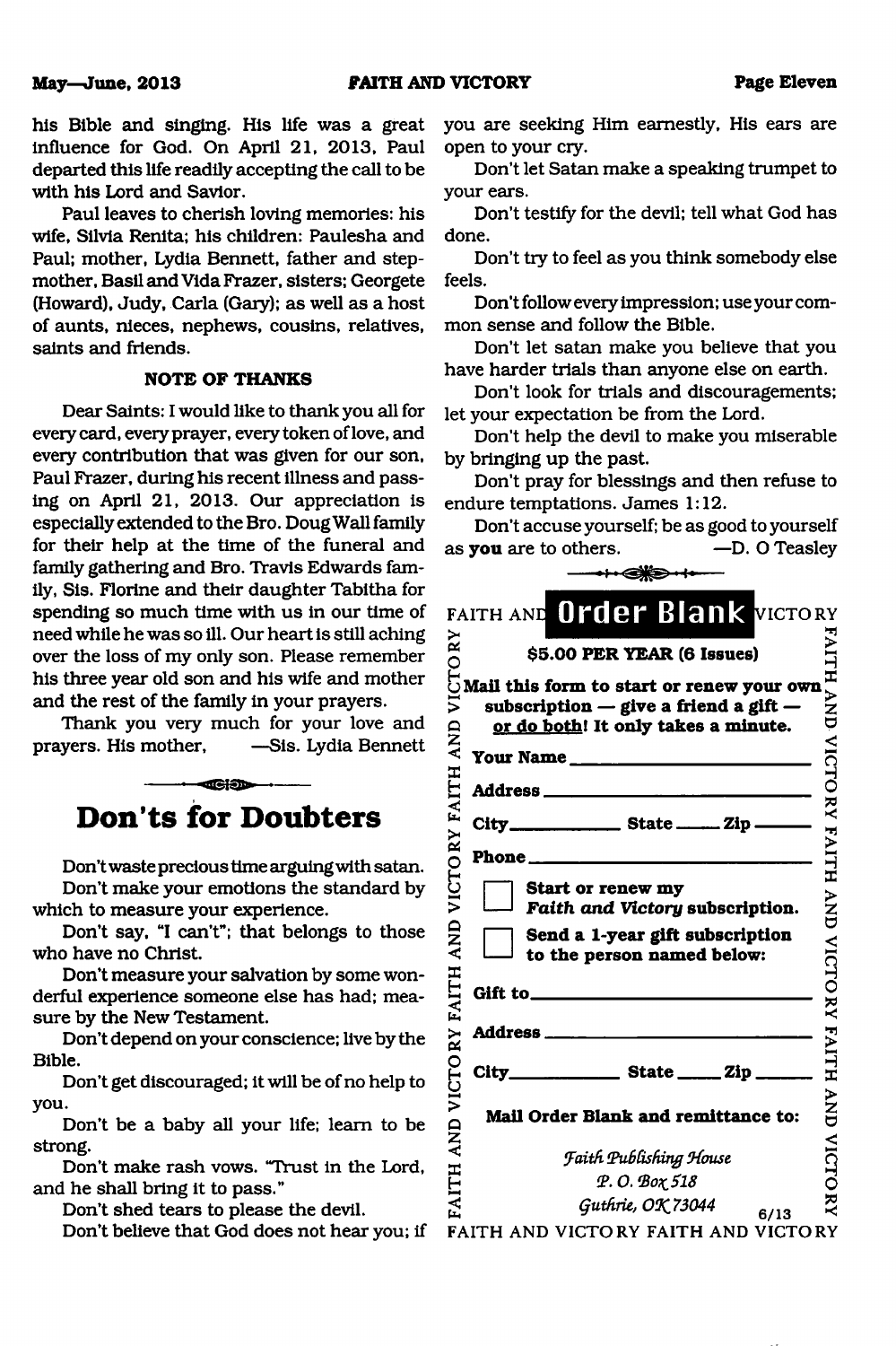his Bible and singing. His life was a great influence for God. On April 21, 2013, Paul departed this life readily accepting the call to be with his Lord and Savior.

Paul leaves to cherish loving memories: his wife, Silvia Renita; his children: Paulesha and Paul; mother, Lydia Bennett, father and stepmother, Basil and Vida Frazer, sisters; Georgete (Howard), Judy, Carla (Gary); as well as a host of aunts, nieces, nephews, cousins, relatives, saints and friends.

**NOTE OF THANKS**

Dear Saints: I would like to thank you all for every card, every prayer, every token of love, and every contribution that was given for our son, Paul Frazer, during his recent illness and passing on April 21, 2013. Our appreciation is especially extended to the Bro. Doug Wall family for their help at the time of the funeral and family gathering and Bro. Travis Edwards family, Sis. Florine and their daughter Tabitha for spending so much time with us in our time of need while he was so ill. Our heart is still aching over the loss of my only son. Please remember his three year old son and his wife and mother and the rest of the family in your prayers.

Thank you very much for your love and prayers. His mother, —Sis. Lydia Bennett

## Don'ts for Doubters

Don't waste precious time arguing with satan.

Don't make your emotions the standard by which to measure your experience.

Don't say, "I can't"; that belongs to those who have no Christ.

Don't measure your salvation by some wonderful experience someone else has had; measure by the New Testament.

Don't depend on your conscience; live by the Bible.

Don't get discouraged; it will be of no help to you.

Don't be a baby all your life; learn to be strong.

Don't make rash vows. "Trust in the Lord, and he shall bring it to pass."

Don't shed tears to please the devil.

Don't believe that God does not hear you; if you are seeking Him earnestly, His ears are open to your cry.

Don't let Satan make a speaking trumpet to your ears.

Don't testify for the devil; tell what God has done.

Don't try to feel as you think somebody else feels.

Don't follow every impression; use your common sense and follow the Bible.

Don't let satan make you believe that you have harder trials than anyone else on earth.

Don't look for trials and discouragements; let your expectation be from the Lord.

Don't help the devil to make you miserable by bringing up the past.

Don't pray for blessings and then refuse to endure temptations. James 1:12.

Don't accuse yourself; be as good to yourself as **you** are to others. —D. O Teasley

FAITH AND VICTORY

## Order Blank

**$5.00 PER YEAR (6 Issues)**

**Mail this form to start or renew your own subscription — give a friend a gift — or do both! It only takes a minute.**

**Your Name** ____________________

**Address** ____________________

**City** __________ **State** ____ **Zip** ____

**Phone** ____________________

☐ **Start or renew my *Faith and Victory* subscription.**

☐ **Send a 1-year gift subscription to the person named below:**

**Gift to** ____________________

**Address** ____________________

**City** __________ **State** ____ **Zip** ____

**Mail Order Blank and remittance to:**

*Faith Publishing House*
*P. O. Box 518*
*Guthrie, OK 73044*

6/13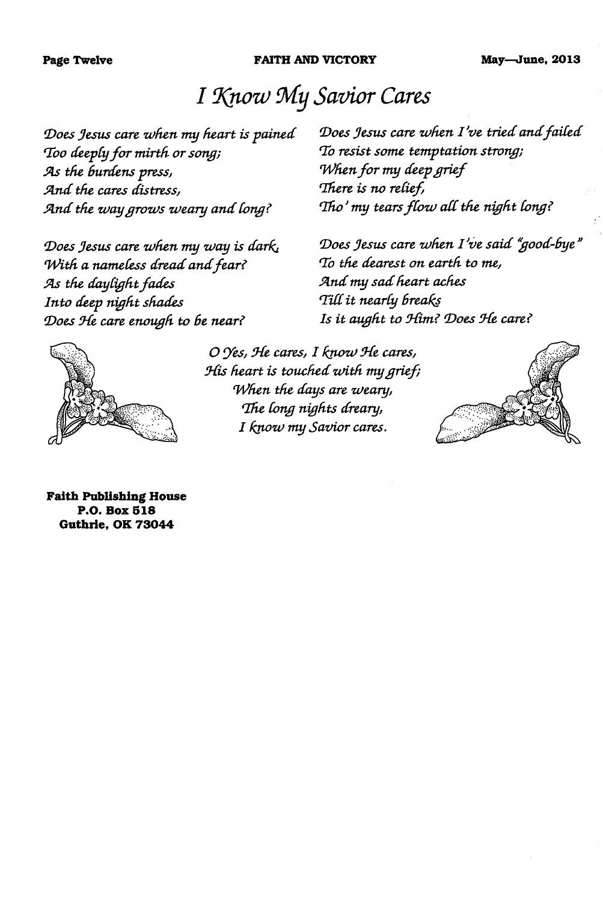# I Know My Savior Cares

*Does Jesus care when my heart is pained*
*Too deeply for mirth or song;*
*As the burdens press,*
*And the cares distress,*
*And the way grows weary and long?*

*Does Jesus care when my way is dark,*
*With a nameless dread and fear?*
*As the daylight fades*
*Into deep night shades*
*Does He care enough to be near?*

*Does Jesus care when I've tried and failed*
*To resist some temptation strong;*
*When for my deep grief*
*There is no relief,*
*Tho' my tears flow all the night long?*

*Does Jesus care when I've said "good-bye"*
*To the dearest on earth to me,*
*And my sad heart aches*
*Till it nearly breaks*
*Is it aught to Him? Does He care?*

*O Yes, He cares, I know He cares,*
*His heart is touched with my grief;*
*When the days are weary,*
*The long nights dreary,*
*I know my Savior cares.*

**Faith Publishing House**
**P.O. Box 518**
**Guthrie, OK 73044**